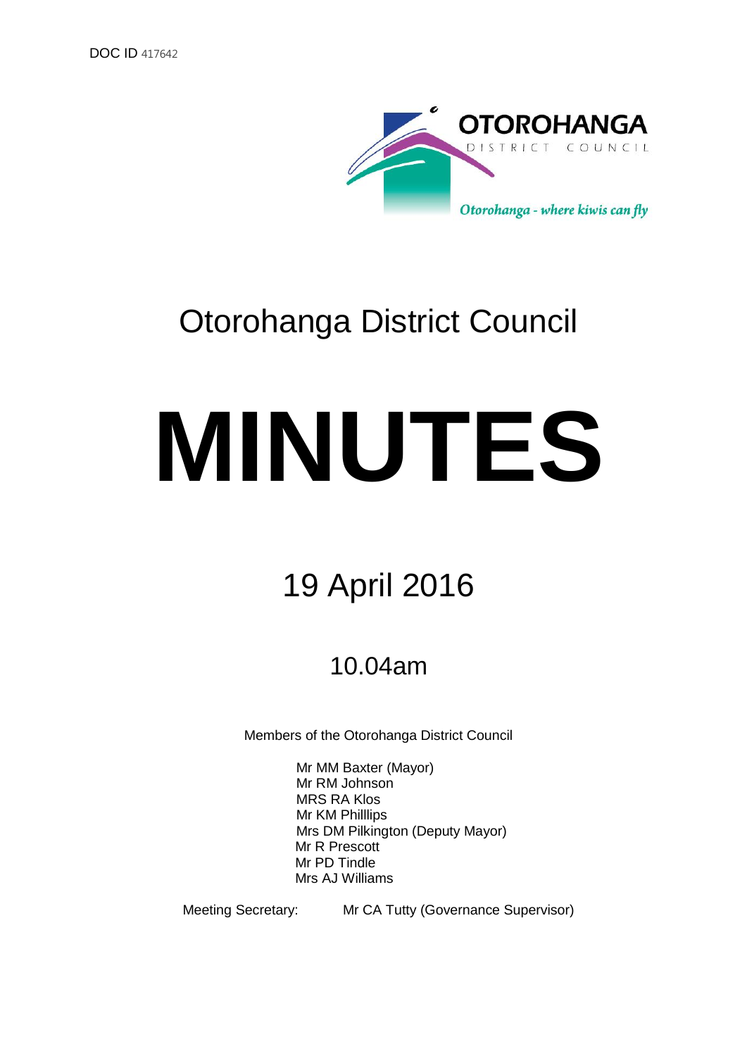DOC ID 417642

OTOROHANGA DISTRICT COUNCIL

*Otorohanga - where kiwis can fly*

# Otorohanga District Council

# MINUTES

## 19 April 2016

### 10.04am

Members of the Otorohanga District Council

Mr MM Baxter (Mayor)
Mr RM Johnson
MRS RA Klos
Mr KM Philllips
Mrs DM Pilkington (Deputy Mayor)
Mr R Prescott
Mr PD Tindle
Mrs AJ Williams

Meeting Secretary: Mr CA Tutty (Governance Supervisor)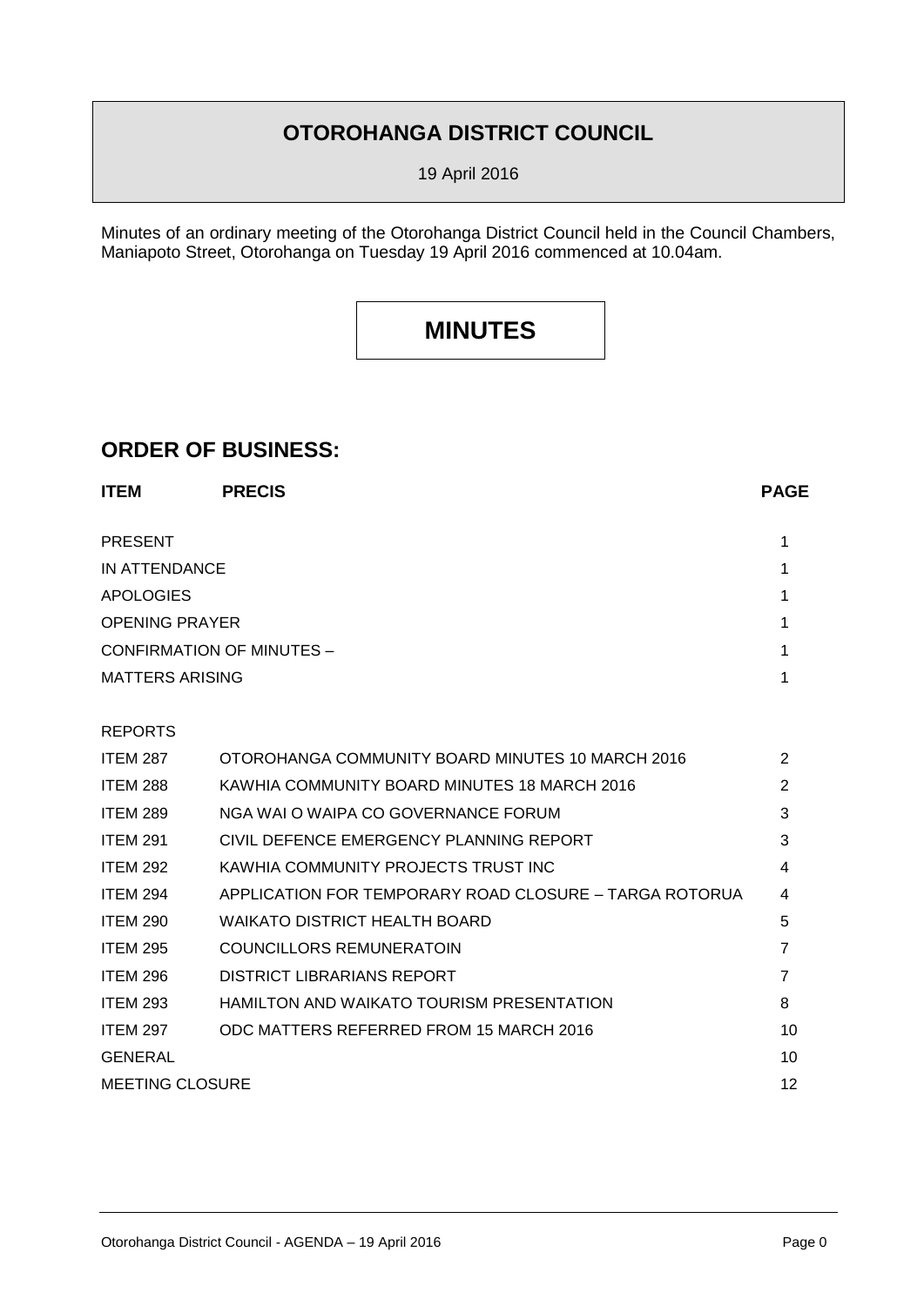# OTOROHANGA DISTRICT COUNCIL

19 April 2016

Minutes of an ordinary meeting of the Otorohanga District Council held in the Council Chambers, Maniapoto Street, Otorohanga on Tuesday 19 April 2016 commenced at 10.04am.

# MINUTES

## ORDER OF BUSINESS:

| ITEM | PRECIS | PAGE |
|---|---|---|
| PRESENT | | 1 |
| IN ATTENDANCE | | 1 |
| APOLOGIES | | 1 |
| OPENING PRAYER | | 1 |
| CONFIRMATION OF MINUTES – | | 1 |
| MATTERS ARISING | | 1 |
| REPORTS | | |
| ITEM 287 | OTOROHANGA COMMUNITY BOARD MINUTES 10 MARCH 2016 | 2 |
| ITEM 288 | KAWHIA COMMUNITY BOARD MINUTES 18 MARCH 2016 | 2 |
| ITEM 289 | NGA WAI O WAIPA CO GOVERNANCE FORUM | 3 |
| ITEM 291 | CIVIL DEFENCE EMERGENCY PLANNING REPORT | 3 |
| ITEM 292 | KAWHIA COMMUNITY PROJECTS TRUST INC | 4 |
| ITEM 294 | APPLICATION FOR TEMPORARY ROAD CLOSURE – TARGA ROTORUA | 4 |
| ITEM 290 | WAIKATO DISTRICT HEALTH BOARD | 5 |
| ITEM 295 | COUNCILLORS REMUNERATOIN | 7 |
| ITEM 296 | DISTRICT LIBRARIANS REPORT | 7 |
| ITEM 293 | HAMILTON AND WAIKATO TOURISM PRESENTATION | 8 |
| ITEM 297 | ODC MATTERS REFERRED FROM 15 MARCH 2016 | 10 |
| GENERAL | | 10 |
| MEETING CLOSURE | | 12 |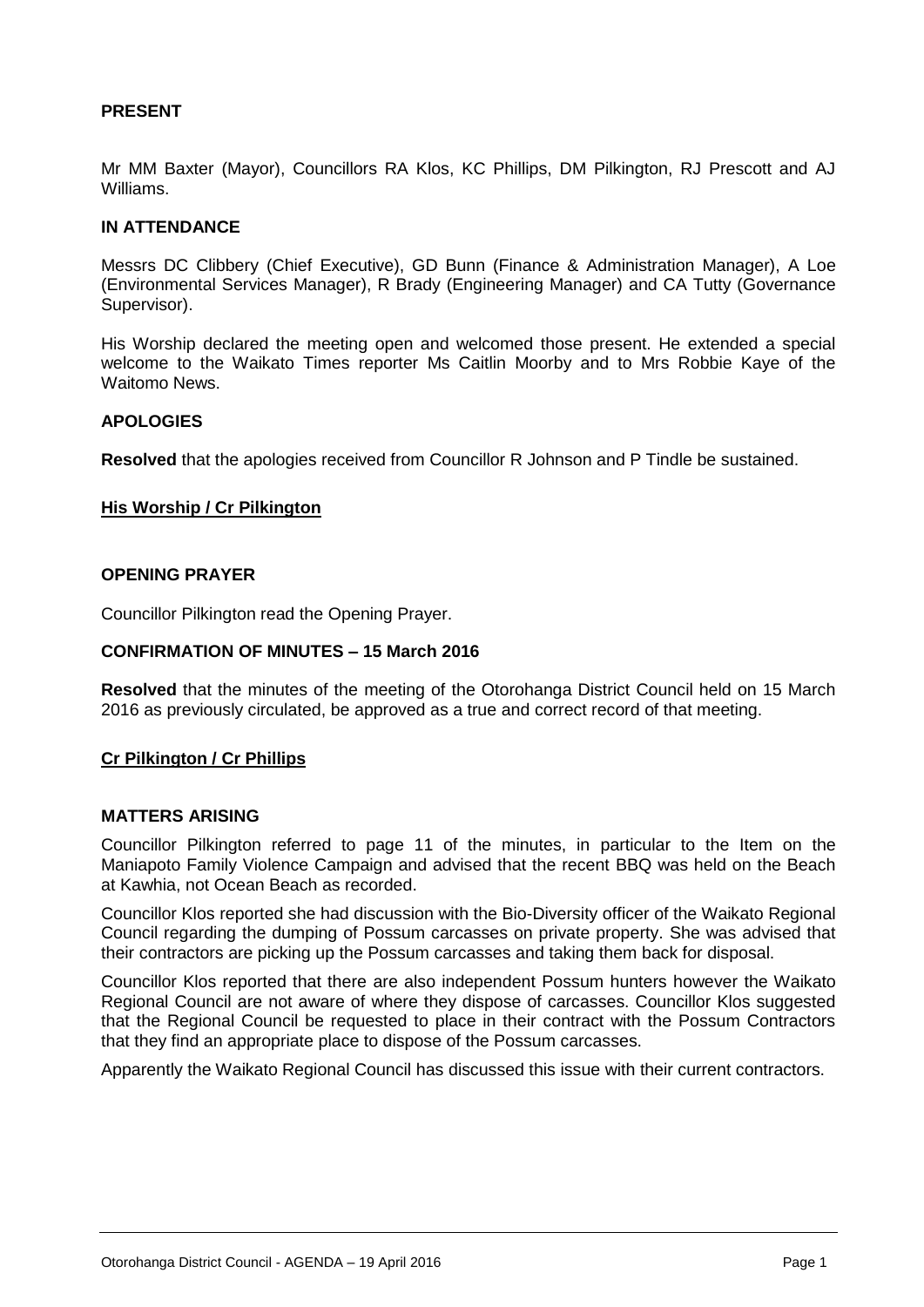**PRESENT**

Mr MM Baxter (Mayor), Councillors RA Klos, KC Phillips, DM Pilkington, RJ Prescott and AJ Williams.

**IN ATTENDANCE**

Messrs DC Clibbery (Chief Executive), GD Bunn (Finance & Administration Manager), A Loe (Environmental Services Manager), R Brady (Engineering Manager) and CA Tutty (Governance Supervisor).

His Worship declared the meeting open and welcomed those present. He extended a special welcome to the Waikato Times reporter Ms Caitlin Moorby and to Mrs Robbie Kaye of the Waitomo News.

**APOLOGIES**

**Resolved** that the apologies received from Councillor R Johnson and P Tindle be sustained.

**His Worship / Cr Pilkington**

**OPENING PRAYER**

Councillor Pilkington read the Opening Prayer.

**CONFIRMATION OF MINUTES – 15 March 2016**

**Resolved** that the minutes of the meeting of the Otorohanga District Council held on 15 March 2016 as previously circulated, be approved as a true and correct record of that meeting.

**Cr Pilkington / Cr Phillips**

**MATTERS ARISING**

Councillor Pilkington referred to page 11 of the minutes, in particular to the Item on the Maniapoto Family Violence Campaign and advised that the recent BBQ was held on the Beach at Kawhia, not Ocean Beach as recorded.

Councillor Klos reported she had discussion with the Bio-Diversity officer of the Waikato Regional Council regarding the dumping of Possum carcasses on private property. She was advised that their contractors are picking up the Possum carcasses and taking them back for disposal.

Councillor Klos reported that there are also independent Possum hunters however the Waikato Regional Council are not aware of where they dispose of carcasses. Councillor Klos suggested that the Regional Council be requested to place in their contract with the Possum Contractors that they find an appropriate place to dispose of the Possum carcasses.

Apparently the Waikato Regional Council has discussed this issue with their current contractors.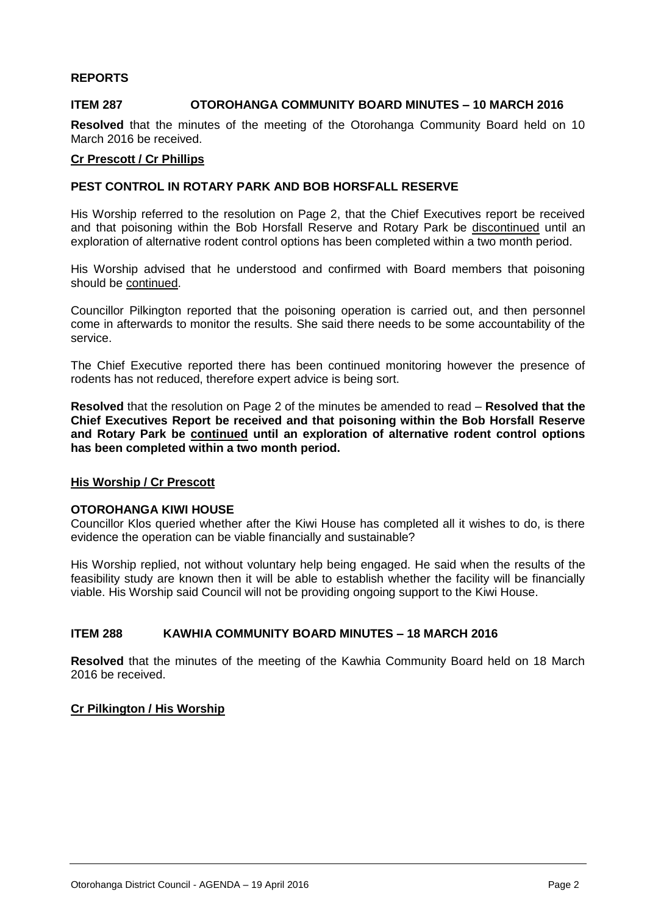## REPORTS

### ITEM 287 OTOROHANGA COMMUNITY BOARD MINUTES – 10 MARCH 2016

**Resolved** that the minutes of the meeting of the Otorohanga Community Board held on 10 March 2016 be received.

**Cr Prescott / Cr Phillips**

### PEST CONTROL IN ROTARY PARK AND BOB HORSFALL RESERVE

His Worship referred to the resolution on Page 2, that the Chief Executives report be received and that poisoning within the Bob Horsfall Reserve and Rotary Park be discontinued until an exploration of alternative rodent control options has been completed within a two month period.

His Worship advised that he understood and confirmed with Board members that poisoning should be continued.

Councillor Pilkington reported that the poisoning operation is carried out, and then personnel come in afterwards to monitor the results. She said there needs to be some accountability of the service.

The Chief Executive reported there has been continued monitoring however the presence of rodents has not reduced, therefore expert advice is being sort.

**Resolved** that the resolution on Page 2 of the minutes be amended to read – **Resolved that the Chief Executives Report be received and that poisoning within the Bob Horsfall Reserve and Rotary Park be continued until an exploration of alternative rodent control options has been completed within a two month period.**

**His Worship / Cr Prescott**

### OTOROHANGA KIWI HOUSE

Councillor Klos queried whether after the Kiwi House has completed all it wishes to do, is there evidence the operation can be viable financially and sustainable?

His Worship replied, not without voluntary help being engaged. He said when the results of the feasibility study are known then it will be able to establish whether the facility will be financially viable. His Worship said Council will not be providing ongoing support to the Kiwi House.

### ITEM 288 KAWHIA COMMUNITY BOARD MINUTES – 18 MARCH 2016

**Resolved** that the minutes of the meeting of the Kawhia Community Board held on 18 March 2016 be received.

**Cr Pilkington / His Worship**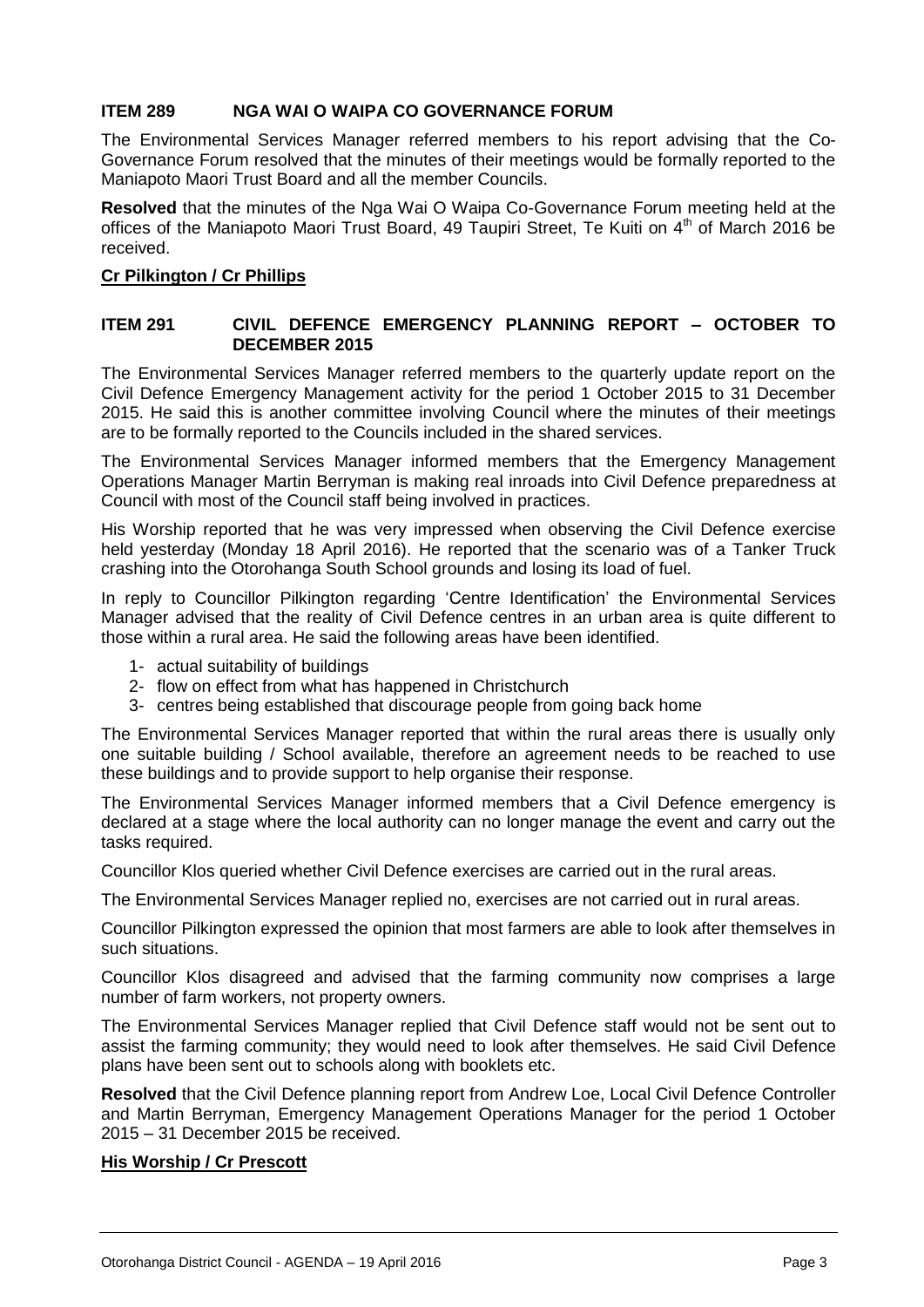### ITEM 289 NGA WAI O WAIPA CO GOVERNANCE FORUM

The Environmental Services Manager referred members to his report advising that the Co-Governance Forum resolved that the minutes of their meetings would be formally reported to the Maniapoto Maori Trust Board and all the member Councils.

**Resolved** that the minutes of the Nga Wai O Waipa Co-Governance Forum meeting held at the offices of the Maniapoto Maori Trust Board, 49 Taupiri Street, Te Kuiti on 4th of March 2016 be received.

**Cr Pilkington / Cr Phillips**

### ITEM 291 CIVIL DEFENCE EMERGENCY PLANNING REPORT – OCTOBER TO DECEMBER 2015

The Environmental Services Manager referred members to the quarterly update report on the Civil Defence Emergency Management activity for the period 1 October 2015 to 31 December 2015. He said this is another committee involving Council where the minutes of their meetings are to be formally reported to the Councils included in the shared services.

The Environmental Services Manager informed members that the Emergency Management Operations Manager Martin Berryman is making real inroads into Civil Defence preparedness at Council with most of the Council staff being involved in practices.

His Worship reported that he was very impressed when observing the Civil Defence exercise held yesterday (Monday 18 April 2016). He reported that the scenario was of a Tanker Truck crashing into the Otorohanga South School grounds and losing its load of fuel.

In reply to Councillor Pilkington regarding 'Centre Identification' the Environmental Services Manager advised that the reality of Civil Defence centres in an urban area is quite different to those within a rural area. He said the following areas have been identified.

1- actual suitability of buildings
2- flow on effect from what has happened in Christchurch
3- centres being established that discourage people from going back home

The Environmental Services Manager reported that within the rural areas there is usually only one suitable building / School available, therefore an agreement needs to be reached to use these buildings and to provide support to help organise their response.

The Environmental Services Manager informed members that a Civil Defence emergency is declared at a stage where the local authority can no longer manage the event and carry out the tasks required.

Councillor Klos queried whether Civil Defence exercises are carried out in the rural areas.

The Environmental Services Manager replied no, exercises are not carried out in rural areas.

Councillor Pilkington expressed the opinion that most farmers are able to look after themselves in such situations.

Councillor Klos disagreed and advised that the farming community now comprises a large number of farm workers, not property owners.

The Environmental Services Manager replied that Civil Defence staff would not be sent out to assist the farming community; they would need to look after themselves. He said Civil Defence plans have been sent out to schools along with booklets etc.

**Resolved** that the Civil Defence planning report from Andrew Loe, Local Civil Defence Controller and Martin Berryman, Emergency Management Operations Manager for the period 1 October 2015 – 31 December 2015 be received.

**His Worship / Cr Prescott**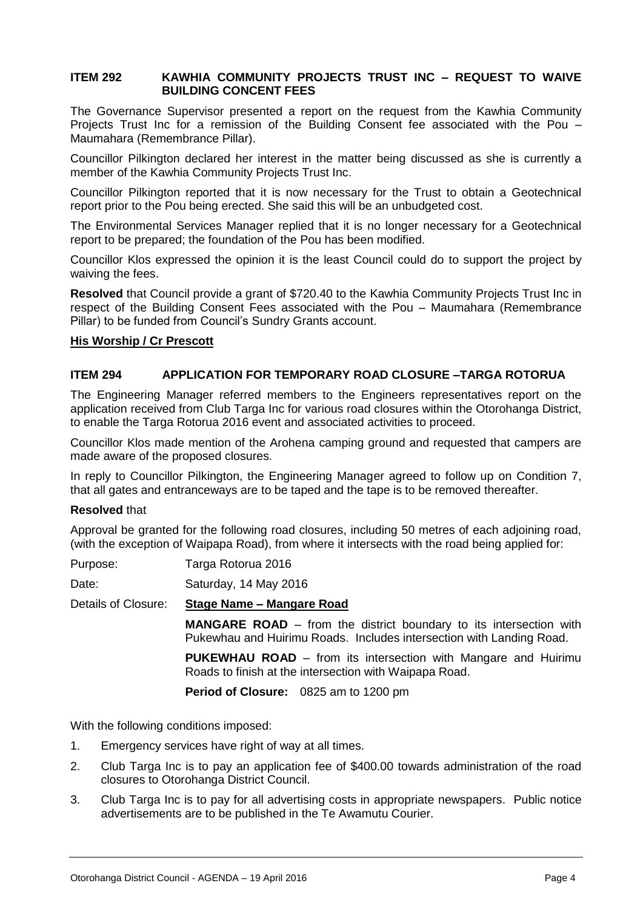## ITEM 292 KAWHIA COMMUNITY PROJECTS TRUST INC – REQUEST TO WAIVE BUILDING CONCENT FEES

The Governance Supervisor presented a report on the request from the Kawhia Community Projects Trust Inc for a remission of the Building Consent fee associated with the Pou – Maumahara (Remembrance Pillar).

Councillor Pilkington declared her interest in the matter being discussed as she is currently a member of the Kawhia Community Projects Trust Inc.

Councillor Pilkington reported that it is now necessary for the Trust to obtain a Geotechnical report prior to the Pou being erected. She said this will be an unbudgeted cost.

The Environmental Services Manager replied that it is no longer necessary for a Geotechnical report to be prepared; the foundation of the Pou has been modified.

Councillor Klos expressed the opinion it is the least Council could do to support the project by waiving the fees.

**Resolved** that Council provide a grant of $720.40 to the Kawhia Community Projects Trust Inc in respect of the Building Consent Fees associated with the Pou – Maumahara (Remembrance Pillar) to be funded from Council's Sundry Grants account.

**His Worship / Cr Prescott**

## ITEM 294 APPLICATION FOR TEMPORARY ROAD CLOSURE –TARGA ROTORUA

The Engineering Manager referred members to the Engineers representatives report on the application received from Club Targa Inc for various road closures within the Otorohanga District, to enable the Targa Rotorua 2016 event and associated activities to proceed.

Councillor Klos made mention of the Arohena camping ground and requested that campers are made aware of the proposed closures.

In reply to Councillor Pilkington, the Engineering Manager agreed to follow up on Condition 7, that all gates and entranceways are to be taped and the tape is to be removed thereafter.

**Resolved** that

Approval be granted for the following road closures, including 50 metres of each adjoining road, (with the exception of Waipapa Road), from where it intersects with the road being applied for:

Purpose: Targa Rotorua 2016

Date: Saturday, 14 May 2016

Details of Closure: **Stage Name – Mangare Road**

**MANGARE ROAD** – from the district boundary to its intersection with Pukewhau and Huirimu Roads. Includes intersection with Landing Road.

**PUKEWHAU ROAD** – from its intersection with Mangare and Huirimu Roads to finish at the intersection with Waipapa Road.

**Period of Closure:** 0825 am to 1200 pm

With the following conditions imposed:

1. Emergency services have right of way at all times.
2. Club Targa Inc is to pay an application fee of $400.00 towards administration of the road closures to Otorohanga District Council.
3. Club Targa Inc is to pay for all advertising costs in appropriate newspapers. Public notice advertisements are to be published in the Te Awamutu Courier.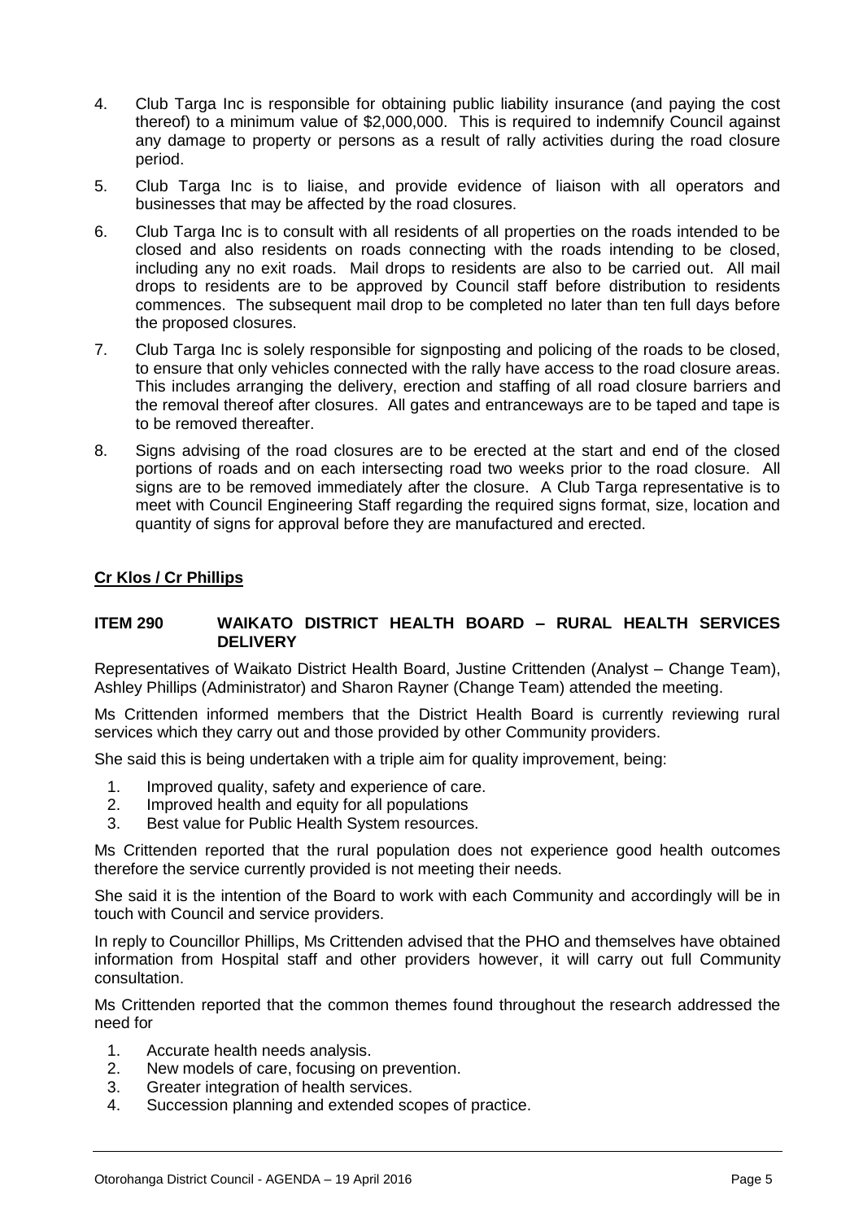4. Club Targa Inc is responsible for obtaining public liability insurance (and paying the cost thereof) to a minimum value of $2,000,000. This is required to indemnify Council against any damage to property or persons as a result of rally activities during the road closure period.

5. Club Targa Inc is to liaise, and provide evidence of liaison with all operators and businesses that may be affected by the road closures.

6. Club Targa Inc is to consult with all residents of all properties on the roads intended to be closed and also residents on roads connecting with the roads intending to be closed, including any no exit roads. Mail drops to residents are also to be carried out. All mail drops to residents are to be approved by Council staff before distribution to residents commences. The subsequent mail drop to be completed no later than ten full days before the proposed closures.

7. Club Targa Inc is solely responsible for signposting and policing of the roads to be closed, to ensure that only vehicles connected with the rally have access to the road closure areas. This includes arranging the delivery, erection and staffing of all road closure barriers and the removal thereof after closures. All gates and entranceways are to be taped and tape is to be removed thereafter.

8. Signs advising of the road closures are to be erected at the start and end of the closed portions of roads and on each intersecting road two weeks prior to the road closure. All signs are to be removed immediately after the closure. A Club Targa representative is to meet with Council Engineering Staff regarding the required signs format, size, location and quantity of signs for approval before they are manufactured and erected.

**Cr Klos / Cr Phillips**

### ITEM 290 WAIKATO DISTRICT HEALTH BOARD – RURAL HEALTH SERVICES DELIVERY

Representatives of Waikato District Health Board, Justine Crittenden (Analyst – Change Team), Ashley Phillips (Administrator) and Sharon Rayner (Change Team) attended the meeting.

Ms Crittenden informed members that the District Health Board is currently reviewing rural services which they carry out and those provided by other Community providers.

She said this is being undertaken with a triple aim for quality improvement, being:

1. Improved quality, safety and experience of care.
2. Improved health and equity for all populations
3. Best value for Public Health System resources.

Ms Crittenden reported that the rural population does not experience good health outcomes therefore the service currently provided is not meeting their needs.

She said it is the intention of the Board to work with each Community and accordingly will be in touch with Council and service providers.

In reply to Councillor Phillips, Ms Crittenden advised that the PHO and themselves have obtained information from Hospital staff and other providers however, it will carry out full Community consultation.

Ms Crittenden reported that the common themes found throughout the research addressed the need for

1. Accurate health needs analysis.
2. New models of care, focusing on prevention.
3. Greater integration of health services.
4. Succession planning and extended scopes of practice.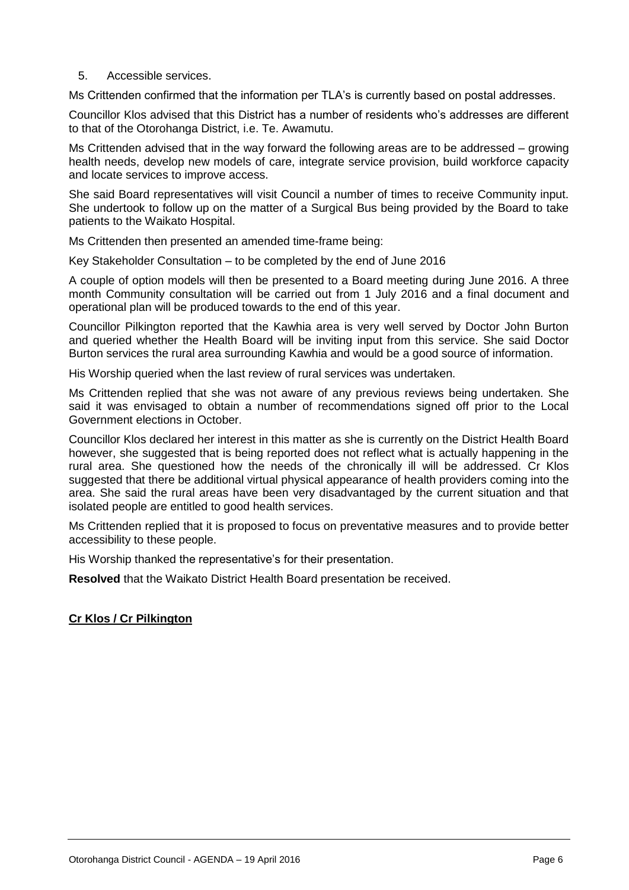5. Accessible services.

Ms Crittenden confirmed that the information per TLA's is currently based on postal addresses.

Councillor Klos advised that this District has a number of residents who's addresses are different to that of the Otorohanga District, i.e. Te. Awamutu.

Ms Crittenden advised that in the way forward the following areas are to be addressed – growing health needs, develop new models of care, integrate service provision, build workforce capacity and locate services to improve access.

She said Board representatives will visit Council a number of times to receive Community input. She undertook to follow up on the matter of a Surgical Bus being provided by the Board to take patients to the Waikato Hospital.

Ms Crittenden then presented an amended time-frame being:

Key Stakeholder Consultation – to be completed by the end of June 2016

A couple of option models will then be presented to a Board meeting during June 2016. A three month Community consultation will be carried out from 1 July 2016 and a final document and operational plan will be produced towards to the end of this year.

Councillor Pilkington reported that the Kawhia area is very well served by Doctor John Burton and queried whether the Health Board will be inviting input from this service. She said Doctor Burton services the rural area surrounding Kawhia and would be a good source of information.

His Worship queried when the last review of rural services was undertaken.

Ms Crittenden replied that she was not aware of any previous reviews being undertaken. She said it was envisaged to obtain a number of recommendations signed off prior to the Local Government elections in October.

Councillor Klos declared her interest in this matter as she is currently on the District Health Board however, she suggested that is being reported does not reflect what is actually happening in the rural area. She questioned how the needs of the chronically ill will be addressed. Cr Klos suggested that there be additional virtual physical appearance of health providers coming into the area. She said the rural areas have been very disadvantaged by the current situation and that isolated people are entitled to good health services.

Ms Crittenden replied that it is proposed to focus on preventative measures and to provide better accessibility to these people.

His Worship thanked the representative's for their presentation.

**Resolved** that the Waikato District Health Board presentation be received.

**Cr Klos / Cr Pilkington**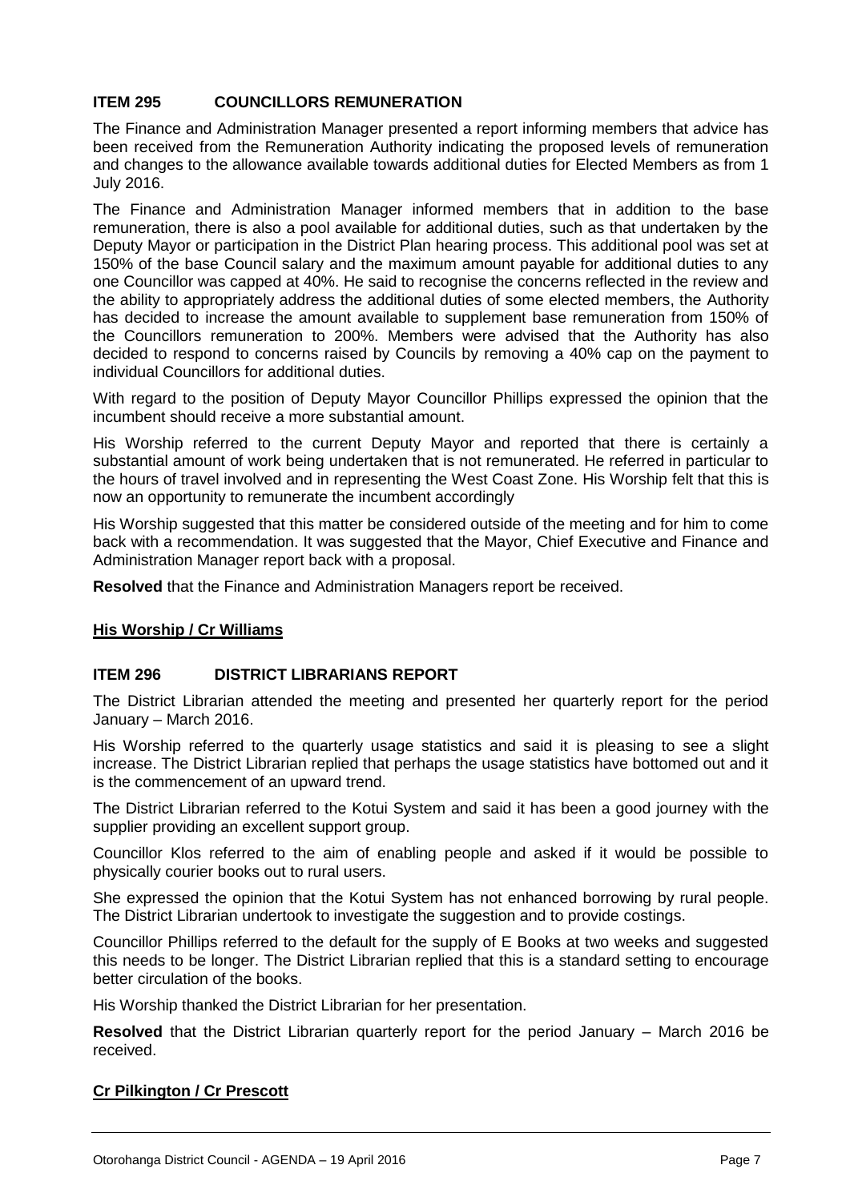### ITEM 295 COUNCILLORS REMUNERATION

The Finance and Administration Manager presented a report informing members that advice has been received from the Remuneration Authority indicating the proposed levels of remuneration and changes to the allowance available towards additional duties for Elected Members as from 1 July 2016.

The Finance and Administration Manager informed members that in addition to the base remuneration, there is also a pool available for additional duties, such as that undertaken by the Deputy Mayor or participation in the District Plan hearing process. This additional pool was set at 150% of the base Council salary and the maximum amount payable for additional duties to any one Councillor was capped at 40%. He said to recognise the concerns reflected in the review and the ability to appropriately address the additional duties of some elected members, the Authority has decided to increase the amount available to supplement base remuneration from 150% of the Councillors remuneration to 200%. Members were advised that the Authority has also decided to respond to concerns raised by Councils by removing a 40% cap on the payment to individual Councillors for additional duties.

With regard to the position of Deputy Mayor Councillor Phillips expressed the opinion that the incumbent should receive a more substantial amount.

His Worship referred to the current Deputy Mayor and reported that there is certainly a substantial amount of work being undertaken that is not remunerated. He referred in particular to the hours of travel involved and in representing the West Coast Zone. His Worship felt that this is now an opportunity to remunerate the incumbent accordingly

His Worship suggested that this matter be considered outside of the meeting and for him to come back with a recommendation. It was suggested that the Mayor, Chief Executive and Finance and Administration Manager report back with a proposal.

**Resolved** that the Finance and Administration Managers report be received.

**His Worship / Cr Williams**

### ITEM 296 DISTRICT LIBRARIANS REPORT

The District Librarian attended the meeting and presented her quarterly report for the period January – March 2016.

His Worship referred to the quarterly usage statistics and said it is pleasing to see a slight increase. The District Librarian replied that perhaps the usage statistics have bottomed out and it is the commencement of an upward trend.

The District Librarian referred to the Kotui System and said it has been a good journey with the supplier providing an excellent support group.

Councillor Klos referred to the aim of enabling people and asked if it would be possible to physically courier books out to rural users.

She expressed the opinion that the Kotui System has not enhanced borrowing by rural people. The District Librarian undertook to investigate the suggestion and to provide costings.

Councillor Phillips referred to the default for the supply of E Books at two weeks and suggested this needs to be longer. The District Librarian replied that this is a standard setting to encourage better circulation of the books.

His Worship thanked the District Librarian for her presentation.

**Resolved** that the District Librarian quarterly report for the period January – March 2016 be received.

**Cr Pilkington / Cr Prescott**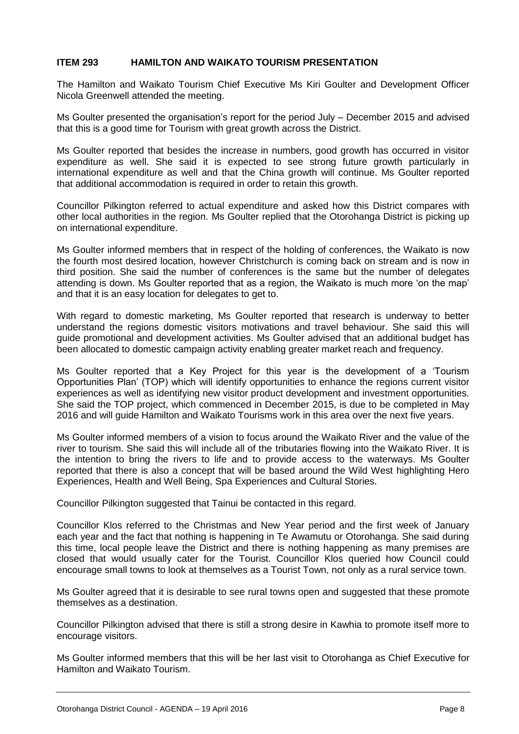## ITEM 293 HAMILTON AND WAIKATO TOURISM PRESENTATION

The Hamilton and Waikato Tourism Chief Executive Ms Kiri Goulter and Development Officer Nicola Greenwell attended the meeting.

Ms Goulter presented the organisation's report for the period July – December 2015 and advised that this is a good time for Tourism with great growth across the District.

Ms Goulter reported that besides the increase in numbers, good growth has occurred in visitor expenditure as well. She said it is expected to see strong future growth particularly in international expenditure as well and that the China growth will continue. Ms Goulter reported that additional accommodation is required in order to retain this growth.

Councillor Pilkington referred to actual expenditure and asked how this District compares with other local authorities in the region. Ms Goulter replied that the Otorohanga District is picking up on international expenditure.

Ms Goulter informed members that in respect of the holding of conferences, the Waikato is now the fourth most desired location, however Christchurch is coming back on stream and is now in third position. She said the number of conferences is the same but the number of delegates attending is down. Ms Goulter reported that as a region, the Waikato is much more 'on the map' and that it is an easy location for delegates to get to.

With regard to domestic marketing, Ms Goulter reported that research is underway to better understand the regions domestic visitors motivations and travel behaviour. She said this will guide promotional and development activities. Ms Goulter advised that an additional budget has been allocated to domestic campaign activity enabling greater market reach and frequency.

Ms Goulter reported that a Key Project for this year is the development of a 'Tourism Opportunities Plan' (TOP) which will identify opportunities to enhance the regions current visitor experiences as well as identifying new visitor product development and investment opportunities. She said the TOP project, which commenced in December 2015, is due to be completed in May 2016 and will guide Hamilton and Waikato Tourisms work in this area over the next five years.

Ms Goulter informed members of a vision to focus around the Waikato River and the value of the river to tourism. She said this will include all of the tributaries flowing into the Waikato River. It is the intention to bring the rivers to life and to provide access to the waterways. Ms Goulter reported that there is also a concept that will be based around the Wild West highlighting Hero Experiences, Health and Well Being, Spa Experiences and Cultural Stories.

Councillor Pilkington suggested that Tainui be contacted in this regard.

Councillor Klos referred to the Christmas and New Year period and the first week of January each year and the fact that nothing is happening in Te Awamutu or Otorohanga. She said during this time, local people leave the District and there is nothing happening as many premises are closed that would usually cater for the Tourist. Councillor Klos queried how Council could encourage small towns to look at themselves as a Tourist Town, not only as a rural service town.

Ms Goulter agreed that it is desirable to see rural towns open and suggested that these promote themselves as a destination.

Councillor Pilkington advised that there is still a strong desire in Kawhia to promote itself more to encourage visitors.

Ms Goulter informed members that this will be her last visit to Otorohanga as Chief Executive for Hamilton and Waikato Tourism.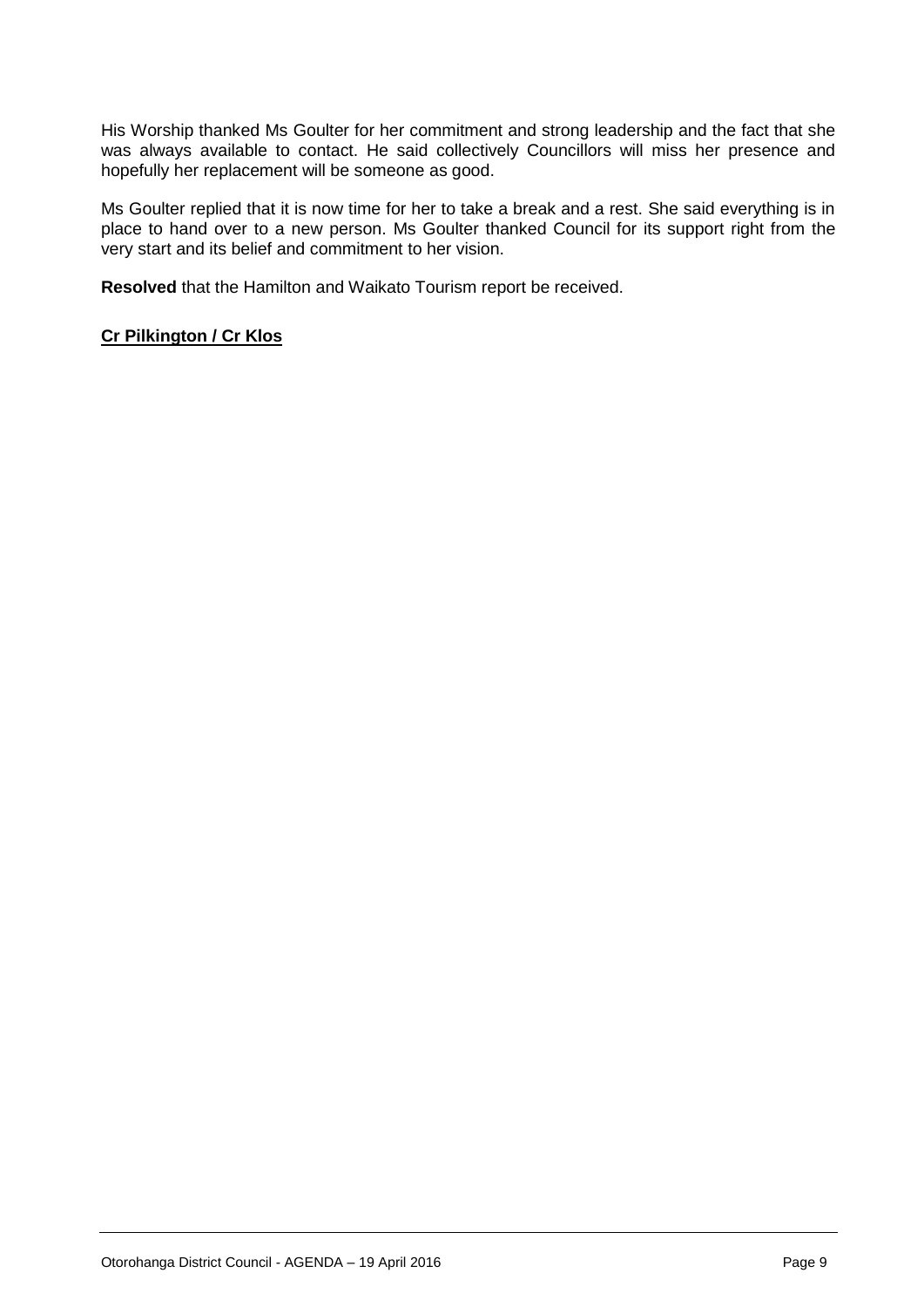His Worship thanked Ms Goulter for her commitment and strong leadership and the fact that she was always available to contact. He said collectively Councillors will miss her presence and hopefully her replacement will be someone as good.

Ms Goulter replied that it is now time for her to take a break and a rest. She said everything is in place to hand over to a new person. Ms Goulter thanked Council for its support right from the very start and its belief and commitment to her vision.

**Resolved** that the Hamilton and Waikato Tourism report be received.

**Cr Pilkington / Cr Klos**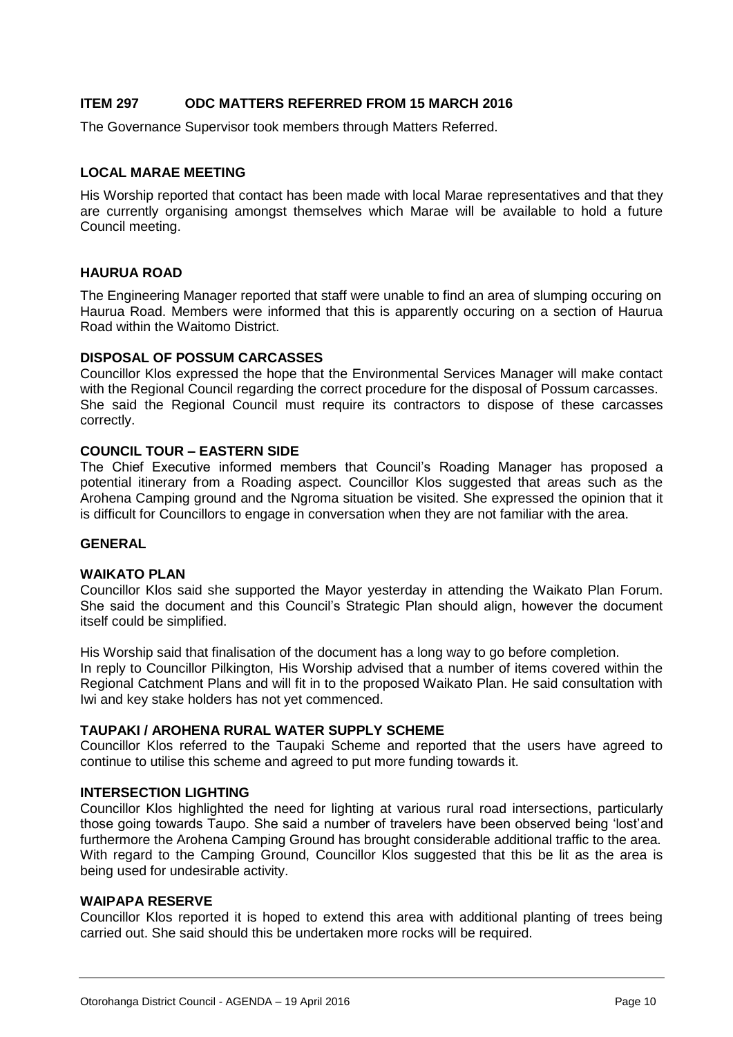## ITEM 297 ODC MATTERS REFERRED FROM 15 MARCH 2016

The Governance Supervisor took members through Matters Referred.

### LOCAL MARAE MEETING

His Worship reported that contact has been made with local Marae representatives and that they are currently organising amongst themselves which Marae will be available to hold a future Council meeting.

### HAURUA ROAD

The Engineering Manager reported that staff were unable to find an area of slumping occuring on Haurua Road. Members were informed that this is apparently occuring on a section of Haurua Road within the Waitomo District.

### DISPOSAL OF POSSUM CARCASSES

Councillor Klos expressed the hope that the Environmental Services Manager will make contact with the Regional Council regarding the correct procedure for the disposal of Possum carcasses. She said the Regional Council must require its contractors to dispose of these carcasses correctly.

### COUNCIL TOUR – EASTERN SIDE

The Chief Executive informed members that Council's Roading Manager has proposed a potential itinerary from a Roading aspect. Councillor Klos suggested that areas such as the Arohena Camping ground and the Ngroma situation be visited. She expressed the opinion that it is difficult for Councillors to engage in conversation when they are not familiar with the area.

### GENERAL

### WAIKATO PLAN

Councillor Klos said she supported the Mayor yesterday in attending the Waikato Plan Forum. She said the document and this Council's Strategic Plan should align, however the document itself could be simplified.

His Worship said that finalisation of the document has a long way to go before completion. In reply to Councillor Pilkington, His Worship advised that a number of items covered within the Regional Catchment Plans and will fit in to the proposed Waikato Plan. He said consultation with Iwi and key stake holders has not yet commenced.

### TAUPAKI / AROHENA RURAL WATER SUPPLY SCHEME

Councillor Klos referred to the Taupaki Scheme and reported that the users have agreed to continue to utilise this scheme and agreed to put more funding towards it.

### INTERSECTION LIGHTING

Councillor Klos highlighted the need for lighting at various rural road intersections, particularly those going towards Taupo. She said a number of travelers have been observed being 'lost'and furthermore the Arohena Camping Ground has brought considerable additional traffic to the area. With regard to the Camping Ground, Councillor Klos suggested that this be lit as the area is being used for undesirable activity.

### WAIPAPA RESERVE

Councillor Klos reported it is hoped to extend this area with additional planting of trees being carried out. She said should this be undertaken more rocks will be required.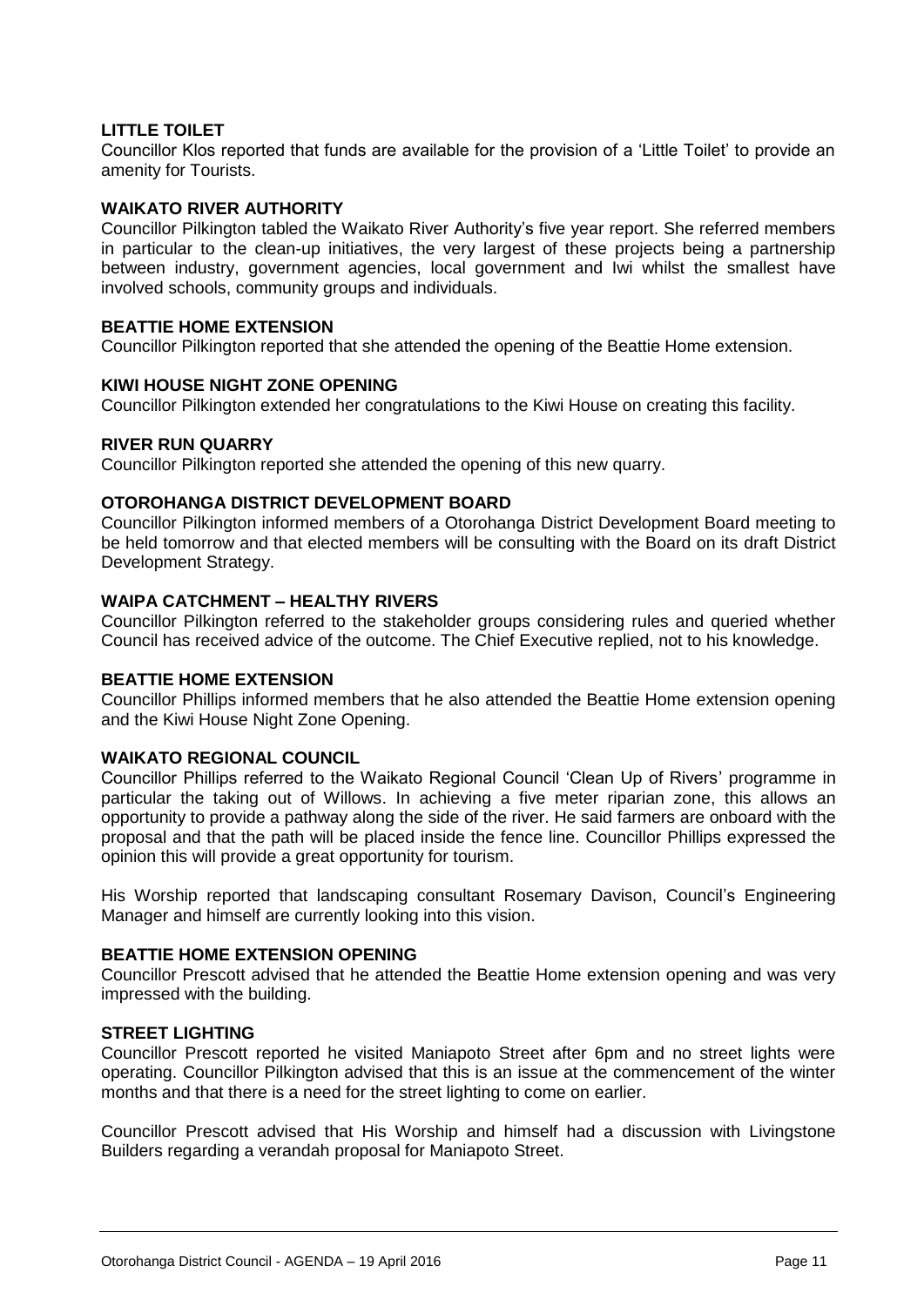**LITTLE TOILET**

Councillor Klos reported that funds are available for the provision of a 'Little Toilet' to provide an amenity for Tourists.

**WAIKATO RIVER AUTHORITY**

Councillor Pilkington tabled the Waikato River Authority's five year report. She referred members in particular to the clean-up initiatives, the very largest of these projects being a partnership between industry, government agencies, local government and Iwi whilst the smallest have involved schools, community groups and individuals.

**BEATTIE HOME EXTENSION**

Councillor Pilkington reported that she attended the opening of the Beattie Home extension.

**KIWI HOUSE NIGHT ZONE OPENING**

Councillor Pilkington extended her congratulations to the Kiwi House on creating this facility.

**RIVER RUN QUARRY**

Councillor Pilkington reported she attended the opening of this new quarry.

**OTOROHANGA DISTRICT DEVELOPMENT BOARD**

Councillor Pilkington informed members of a Otorohanga District Development Board meeting to be held tomorrow and that elected members will be consulting with the Board on its draft District Development Strategy.

**WAIPA CATCHMENT – HEALTHY RIVERS**

Councillor Pilkington referred to the stakeholder groups considering rules and queried whether Council has received advice of the outcome. The Chief Executive replied, not to his knowledge.

**BEATTIE HOME EXTENSION**

Councillor Phillips informed members that he also attended the Beattie Home extension opening and the Kiwi House Night Zone Opening.

**WAIKATO REGIONAL COUNCIL**

Councillor Phillips referred to the Waikato Regional Council 'Clean Up of Rivers' programme in particular the taking out of Willows. In achieving a five meter riparian zone, this allows an opportunity to provide a pathway along the side of the river. He said farmers are onboard with the proposal and that the path will be placed inside the fence line. Councillor Phillips expressed the opinion this will provide a great opportunity for tourism.

His Worship reported that landscaping consultant Rosemary Davison, Council's Engineering Manager and himself are currently looking into this vision.

**BEATTIE HOME EXTENSION OPENING**

Councillor Prescott advised that he attended the Beattie Home extension opening and was very impressed with the building.

**STREET LIGHTING**

Councillor Prescott reported he visited Maniapoto Street after 6pm and no street lights were operating. Councillor Pilkington advised that this is an issue at the commencement of the winter months and that there is a need for the street lighting to come on earlier.

Councillor Prescott advised that His Worship and himself had a discussion with Livingstone Builders regarding a verandah proposal for Maniapoto Street.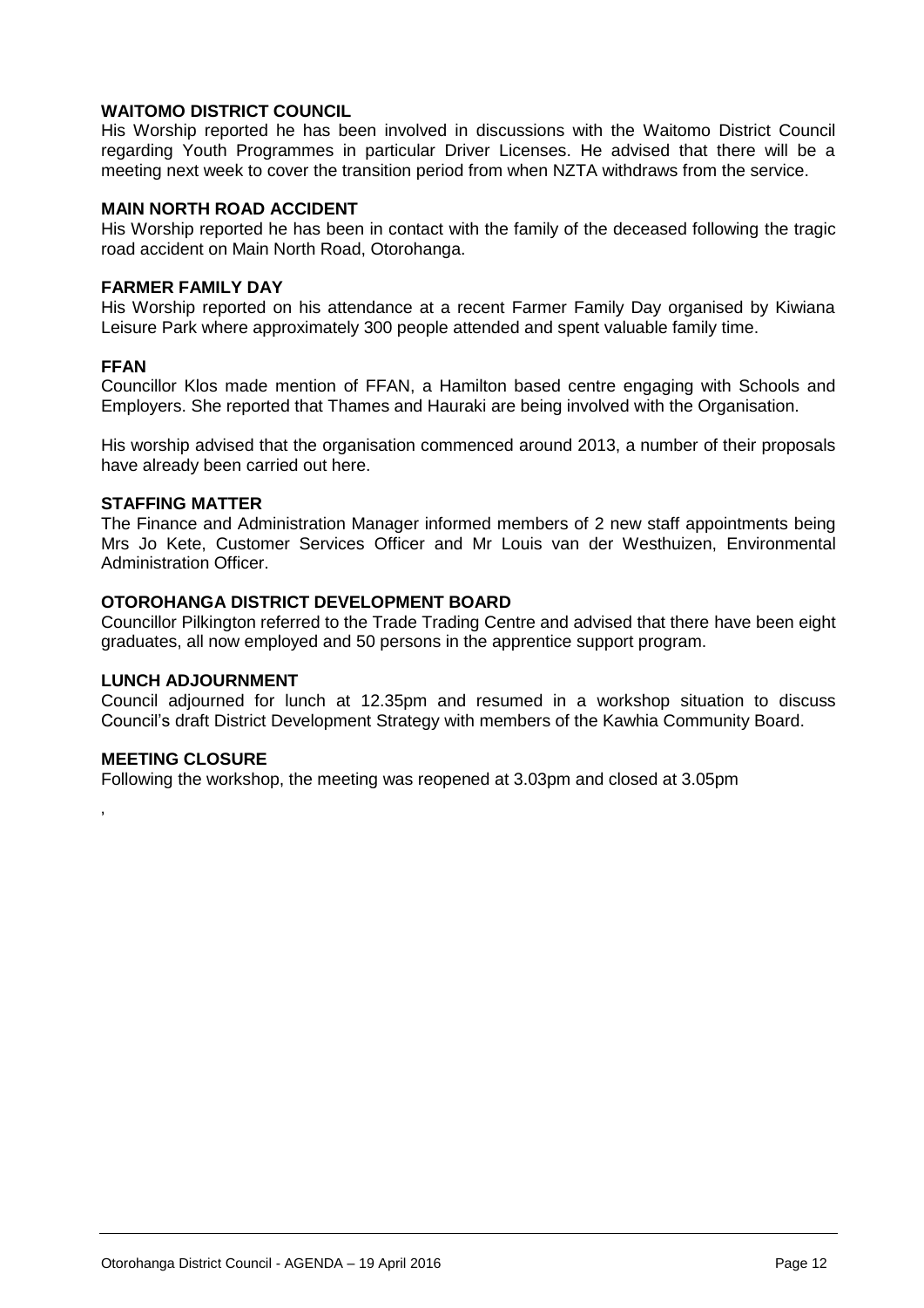**WAITOMO DISTRICT COUNCIL**

His Worship reported he has been involved in discussions with the Waitomo District Council regarding Youth Programmes in particular Driver Licenses. He advised that there will be a meeting next week to cover the transition period from when NZTA withdraws from the service.

**MAIN NORTH ROAD ACCIDENT**

His Worship reported he has been in contact with the family of the deceased following the tragic road accident on Main North Road, Otorohanga.

**FARMER FAMILY DAY**

His Worship reported on his attendance at a recent Farmer Family Day organised by Kiwiana Leisure Park where approximately 300 people attended and spent valuable family time.

**FFAN**

Councillor Klos made mention of FFAN, a Hamilton based centre engaging with Schools and Employers. She reported that Thames and Hauraki are being involved with the Organisation.

His worship advised that the organisation commenced around 2013, a number of their proposals have already been carried out here.

**STAFFING MATTER**

The Finance and Administration Manager informed members of 2 new staff appointments being Mrs Jo Kete, Customer Services Officer and Mr Louis van der Westhuizen, Environmental Administration Officer.

**OTOROHANGA DISTRICT DEVELOPMENT BOARD**

Councillor Pilkington referred to the Trade Trading Centre and advised that there have been eight graduates, all now employed and 50 persons in the apprentice support program.

**LUNCH ADJOURNMENT**

Council adjourned for lunch at 12.35pm and resumed in a workshop situation to discuss Council's draft District Development Strategy with members of the Kawhia Community Board.

**MEETING CLOSURE**

Following the workshop, the meeting was reopened at 3.03pm and closed at 3.05pm

,